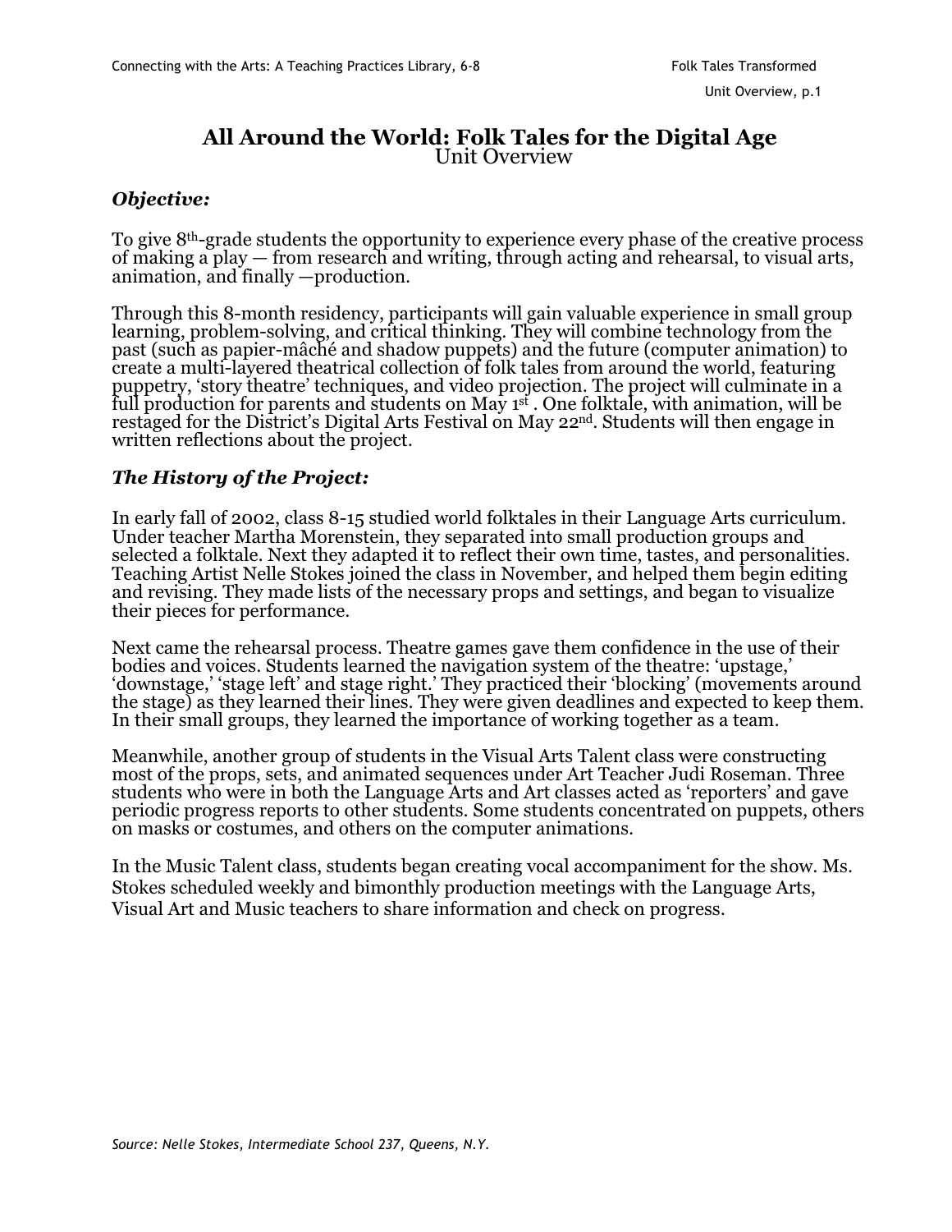# All Around the World: Folk Tales for the Digital Age

Unit Overview

### *Objective:*

To give 8th-grade students the opportunity to experience every phase of the creative process of making a play — from research and writing, through acting and rehearsal, to visual arts, animation, and finally —production.

Through this 8-month residency, participants will gain valuable experience in small group learning, problem-solving, and critical thinking. They will combine technology from the past (such as papier-mâché and shadow puppets) and the future (computer animation) to create a multi-layered theatrical collection of folk tales from around the world, featuring puppetry, 'story theatre' techniques, and video projection. The project will culminate in a full production for parents and students on May 1st . One folktale, with animation, will be restaged for the District's Digital Arts Festival on May 22nd. Students will then engage in written reflections about the project.

### *The History of the Project:*

In early fall of 2002, class 8-15 studied world folktales in their Language Arts curriculum. Under teacher Martha Morenstein, they separated into small production groups and selected a folktale. Next they adapted it to reflect their own time, tastes, and personalities. Teaching Artist Nelle Stokes joined the class in November, and helped them begin editing and revising. They made lists of the necessary props and settings, and began to visualize their pieces for performance.

Next came the rehearsal process. Theatre games gave them confidence in the use of their bodies and voices. Students learned the navigation system of the theatre: 'upstage,' 'downstage,' 'stage left' and stage right.' They practiced their 'blocking' (movements around the stage) as they learned their lines. They were given deadlines and expected to keep them. In their small groups, they learned the importance of working together as a team.

Meanwhile, another group of students in the Visual Arts Talent class were constructing most of the props, sets, and animated sequences under Art Teacher Judi Roseman. Three students who were in both the Language Arts and Art classes acted as 'reporters' and gave periodic progress reports to other students. Some students concentrated on puppets, others on masks or costumes, and others on the computer animations.

In the Music Talent class, students began creating vocal accompaniment for the show. Ms. Stokes scheduled weekly and bimonthly production meetings with the Language Arts, Visual Art and Music teachers to share information and check on progress.

*Source: Nelle Stokes, Intermediate School 237, Queens, N.Y.*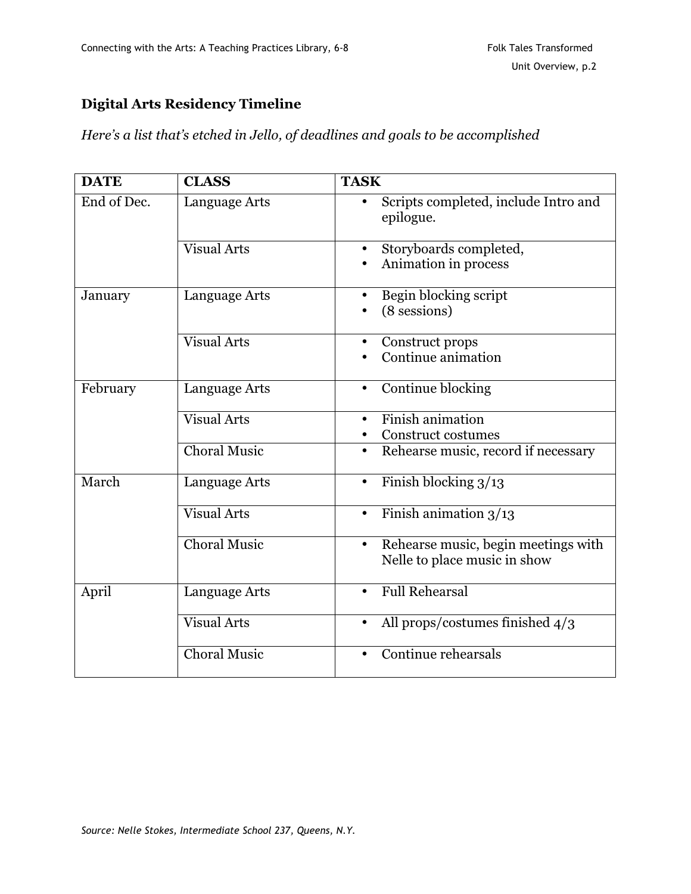## Digital Arts Residency Timeline

*Here's a list that's etched in Jello, of deadlines and goals to be accomplished*

| DATE | CLASS | TASK |
|---|---|---|
| End of Dec. | Language Arts | • Scripts completed, include Intro and epilogue. |
| | Visual Arts | • Storyboards completed,<br>• Animation in process |
| January | Language Arts | • Begin blocking script<br>• (8 sessions) |
| | Visual Arts | • Construct props<br>• Continue animation |
| February | Language Arts | • Continue blocking |
| | Visual Arts | • Finish animation<br>• Construct costumes |
| | Choral Music | • Rehearse music, record if necessary |
| March | Language Arts | • Finish blocking 3/13 |
| | Visual Arts | • Finish animation 3/13 |
| | Choral Music | • Rehearse music, begin meetings with Nelle to place music in show |
| April | Language Arts | • Full Rehearsal |
| | Visual Arts | • All props/costumes finished 4/3 |
| | Choral Music | • Continue rehearsals |

*Source: Nelle Stokes, Intermediate School 237, Queens, N.Y.*